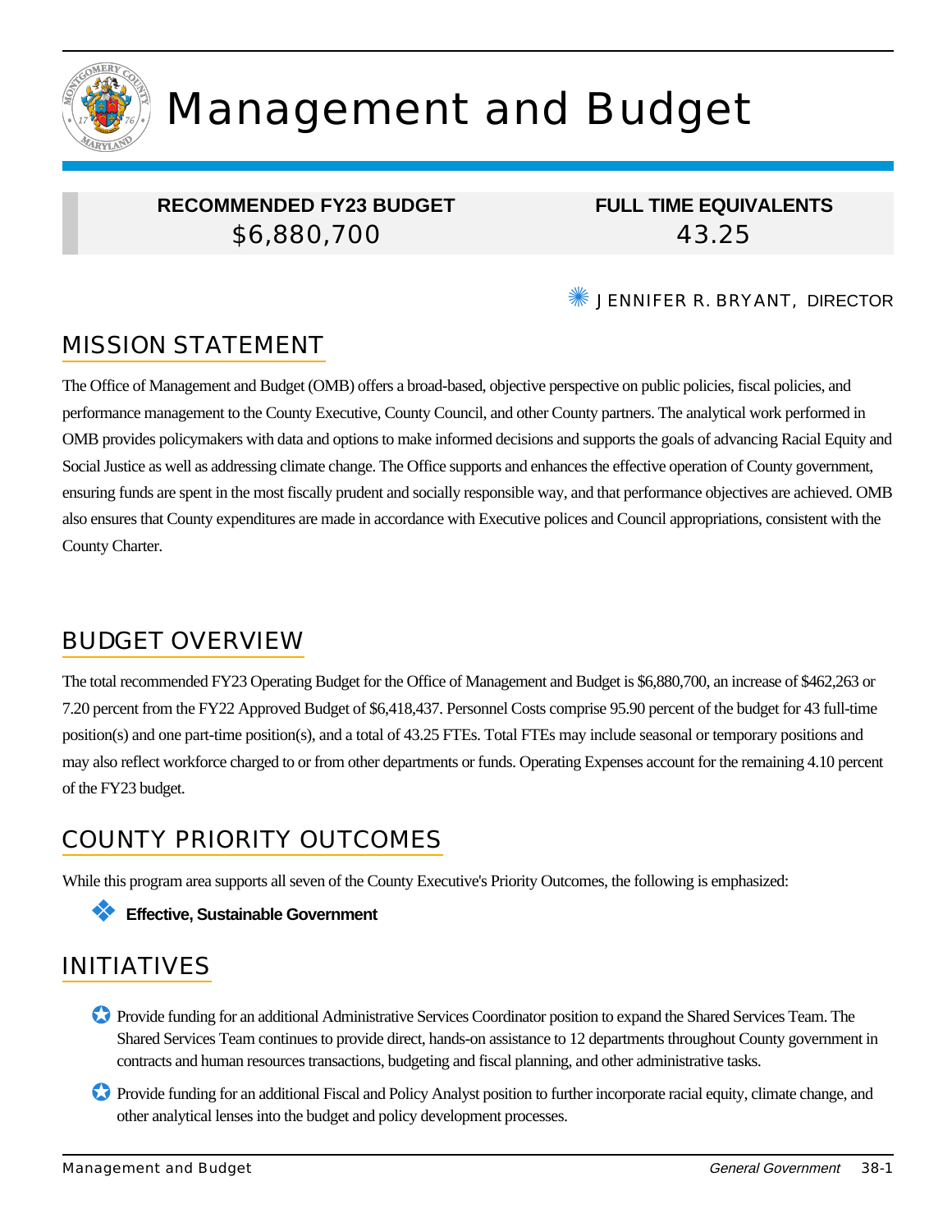# Management and Budget

| RECOMMENDED FY23 BUDGET | FULL TIME EQUIVALENTS |
|---|---|
| $6,880,700 | 43.25 |

JENNIFER R. BRYANT, DIRECTOR

## MISSION STATEMENT

The Office of Management and Budget (OMB) offers a broad-based, objective perspective on public policies, fiscal policies, and performance management to the County Executive, County Council, and other County partners. The analytical work performed in OMB provides policymakers with data and options to make informed decisions and supports the goals of advancing Racial Equity and Social Justice as well as addressing climate change. The Office supports and enhances the effective operation of County government, ensuring funds are spent in the most fiscally prudent and socially responsible way, and that performance objectives are achieved. OMB also ensures that County expenditures are made in accordance with Executive polices and Council appropriations, consistent with the County Charter.

## BUDGET OVERVIEW

The total recommended FY23 Operating Budget for the Office of Management and Budget is $6,880,700, an increase of $462,263 or 7.20 percent from the FY22 Approved Budget of $6,418,437. Personnel Costs comprise 95.90 percent of the budget for 43 full-time position(s) and one part-time position(s), and a total of 43.25 FTEs. Total FTEs may include seasonal or temporary positions and may also reflect workforce charged to or from other departments or funds. Operating Expenses account for the remaining 4.10 percent of the FY23 budget.

## COUNTY PRIORITY OUTCOMES

While this program area supports all seven of the County Executive's Priority Outcomes, the following is emphasized:

- **Effective, Sustainable Government**

## INITIATIVES

- Provide funding for an additional Administrative Services Coordinator position to expand the Shared Services Team. The Shared Services Team continues to provide direct, hands-on assistance to 12 departments throughout County government in contracts and human resources transactions, budgeting and fiscal planning, and other administrative tasks.
- Provide funding for an additional Fiscal and Policy Analyst position to further incorporate racial equity, climate change, and other analytical lenses into the budget and policy development processes.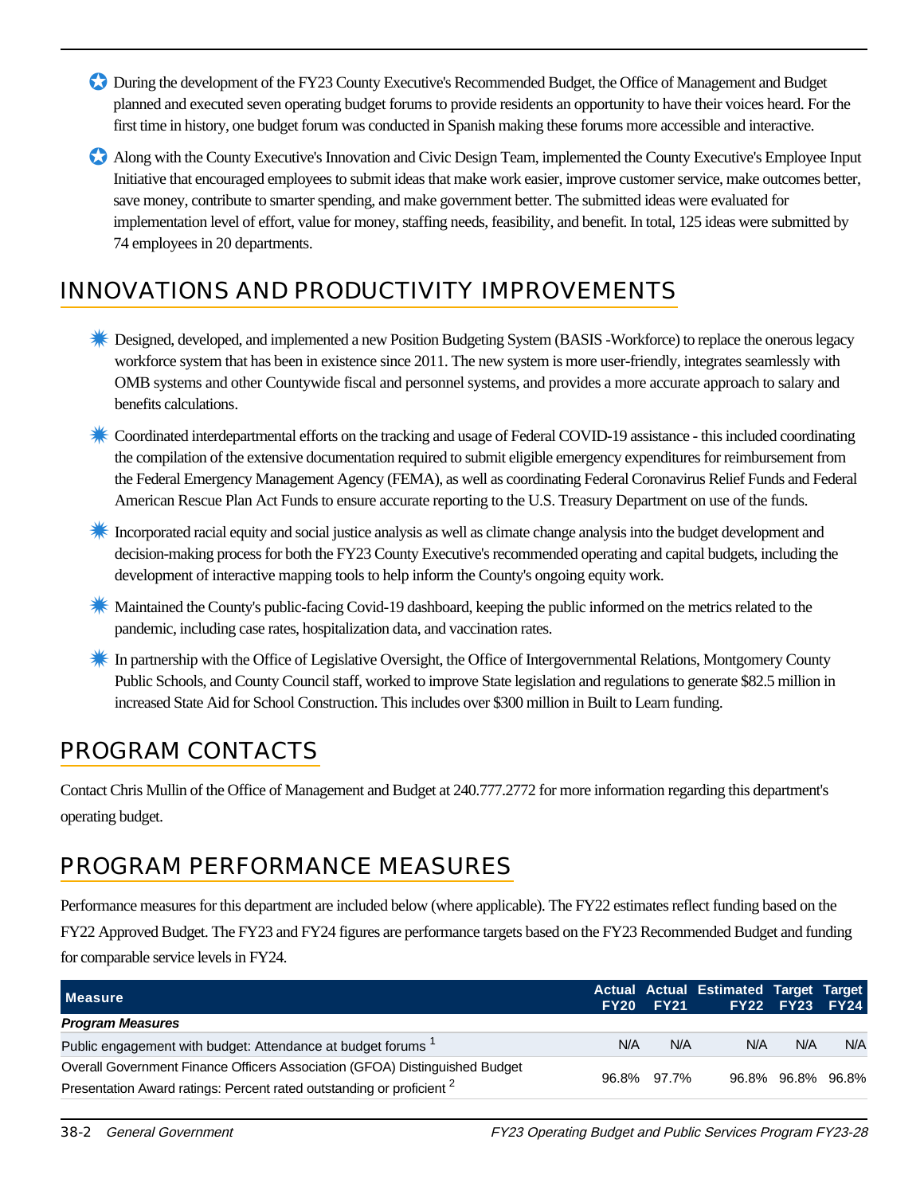- During the development of the FY23 County Executive's Recommended Budget, the Office of Management and Budget planned and executed seven operating budget forums to provide residents an opportunity to have their voices heard. For the first time in history, one budget forum was conducted in Spanish making these forums more accessible and interactive.
- Along with the County Executive's Innovation and Civic Design Team, implemented the County Executive's Employee Input Initiative that encouraged employees to submit ideas that make work easier, improve customer service, make outcomes better, save money, contribute to smarter spending, and make government better. The submitted ideas were evaluated for implementation level of effort, value for money, staffing needs, feasibility, and benefit. In total, 125 ideas were submitted by 74 employees in 20 departments.

## INNOVATIONS AND PRODUCTIVITY IMPROVEMENTS

- Designed, developed, and implemented a new Position Budgeting System (BASIS -Workforce) to replace the onerous legacy workforce system that has been in existence since 2011. The new system is more user-friendly, integrates seamlessly with OMB systems and other Countywide fiscal and personnel systems, and provides a more accurate approach to salary and benefits calculations.
- Coordinated interdepartmental efforts on the tracking and usage of Federal COVID-19 assistance - this included coordinating the compilation of the extensive documentation required to submit eligible emergency expenditures for reimbursement from the Federal Emergency Management Agency (FEMA), as well as coordinating Federal Coronavirus Relief Funds and Federal American Rescue Plan Act Funds to ensure accurate reporting to the U.S. Treasury Department on use of the funds.
- Incorporated racial equity and social justice analysis as well as climate change analysis into the budget development and decision-making process for both the FY23 County Executive's recommended operating and capital budgets, including the development of interactive mapping tools to help inform the County's ongoing equity work.
- Maintained the County's public-facing Covid-19 dashboard, keeping the public informed on the metrics related to the pandemic, including case rates, hospitalization data, and vaccination rates.
- In partnership with the Office of Legislative Oversight, the Office of Intergovernmental Relations, Montgomery County Public Schools, and County Council staff, worked to improve State legislation and regulations to generate $82.5 million in increased State Aid for School Construction. This includes over $300 million in Built to Learn funding.

## PROGRAM CONTACTS

Contact Chris Mullin of the Office of Management and Budget at 240.777.2772 for more information regarding this department's operating budget.

## PROGRAM PERFORMANCE MEASURES

Performance measures for this department are included below (where applicable). The FY22 estimates reflect funding based on the FY22 Approved Budget. The FY23 and FY24 figures are performance targets based on the FY23 Recommended Budget and funding for comparable service levels in FY24.

| Measure | Actual FY20 | Actual FY21 | Estimated FY22 | Target FY23 | Target FY24 |
|---|---|---|---|---|---|
| ***Program Measures*** | | | | | |
| Public engagement with budget: Attendance at budget forums [1] | N/A | N/A | N/A | N/A | N/A |
| Overall Government Finance Officers Association (GFOA) Distinguished Budget Presentation Award ratings: Percent rated outstanding or proficient [2] | 96.8% | 97.7% | 96.8% | 96.8% | 96.8% |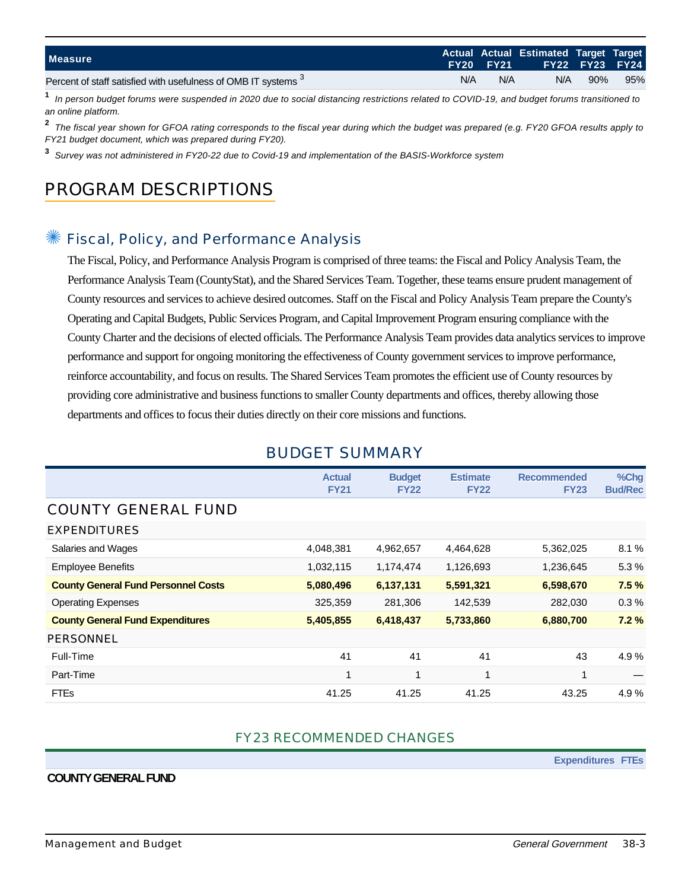| Measure | Actual FY20 | Actual FY21 | Estimated FY22 | Target FY23 | Target FY24 |
|---|---|---|---|---|---|
| Percent of staff satisfied with usefulness of OMB IT systems [3] | N/A | N/A | N/A | 90% | 95% |

[1] *In person budget forums were suspended in 2020 due to social distancing restrictions related to COVID-19, and budget forums transitioned to an online platform.*

[2] *The fiscal year shown for GFOA rating corresponds to the fiscal year during which the budget was prepared (e.g. FY20 GFOA results apply to FY21 budget document, which was prepared during FY20).*

[3] *Survey was not administered in FY20-22 due to Covid-19 and implementation of the BASIS-Workforce system*

# PROGRAM DESCRIPTIONS

## Fiscal, Policy, and Performance Analysis

The Fiscal, Policy, and Performance Analysis Program is comprised of three teams: the Fiscal and Policy Analysis Team, the Performance Analysis Team (CountyStat), and the Shared Services Team. Together, these teams ensure prudent management of County resources and services to achieve desired outcomes. Staff on the Fiscal and Policy Analysis Team prepare the County's Operating and Capital Budgets, Public Services Program, and Capital Improvement Program ensuring compliance with the County Charter and the decisions of elected officials. The Performance Analysis Team provides data analytics services to improve performance and support for ongoing monitoring the effectiveness of County government services to improve performance, reinforce accountability, and focus on results. The Shared Services Team promotes the efficient use of County resources by providing core administrative and business functions to smaller County departments and offices, thereby allowing those departments and offices to focus their duties directly on their core missions and functions.

## BUDGET SUMMARY

| | Actual FY21 | Budget FY22 | Estimate FY22 | Recommended FY23 | %Chg Bud/Rec |
|---|---|---|---|---|---|
| **COUNTY GENERAL FUND** | | | | | |
| **EXPENDITURES** | | | | | |
| Salaries and Wages | 4,048,381 | 4,962,657 | 4,464,628 | 5,362,025 | 8.1 % |
| Employee Benefits | 1,032,115 | 1,174,474 | 1,126,693 | 1,236,645 | 5.3 % |
| **County General Fund Personnel Costs** | **5,080,496** | **6,137,131** | **5,591,321** | **6,598,670** | **7.5 %** |
| Operating Expenses | 325,359 | 281,306 | 142,539 | 282,030 | 0.3 % |
| **County General Fund Expenditures** | **5,405,855** | **6,418,437** | **5,733,860** | **6,880,700** | **7.2 %** |
| **PERSONNEL** | | | | | |
| Full-Time | 41 | 41 | 41 | 43 | 4.9 % |
| Part-Time | 1 | 1 | 1 | 1 | — |
| FTEs | 41.25 | 41.25 | 41.25 | 43.25 | 4.9 % |

## FY23 RECOMMENDED CHANGES

| | Expenditures | FTEs |
|---|---|---|
| **COUNTY GENERAL FUND** | | |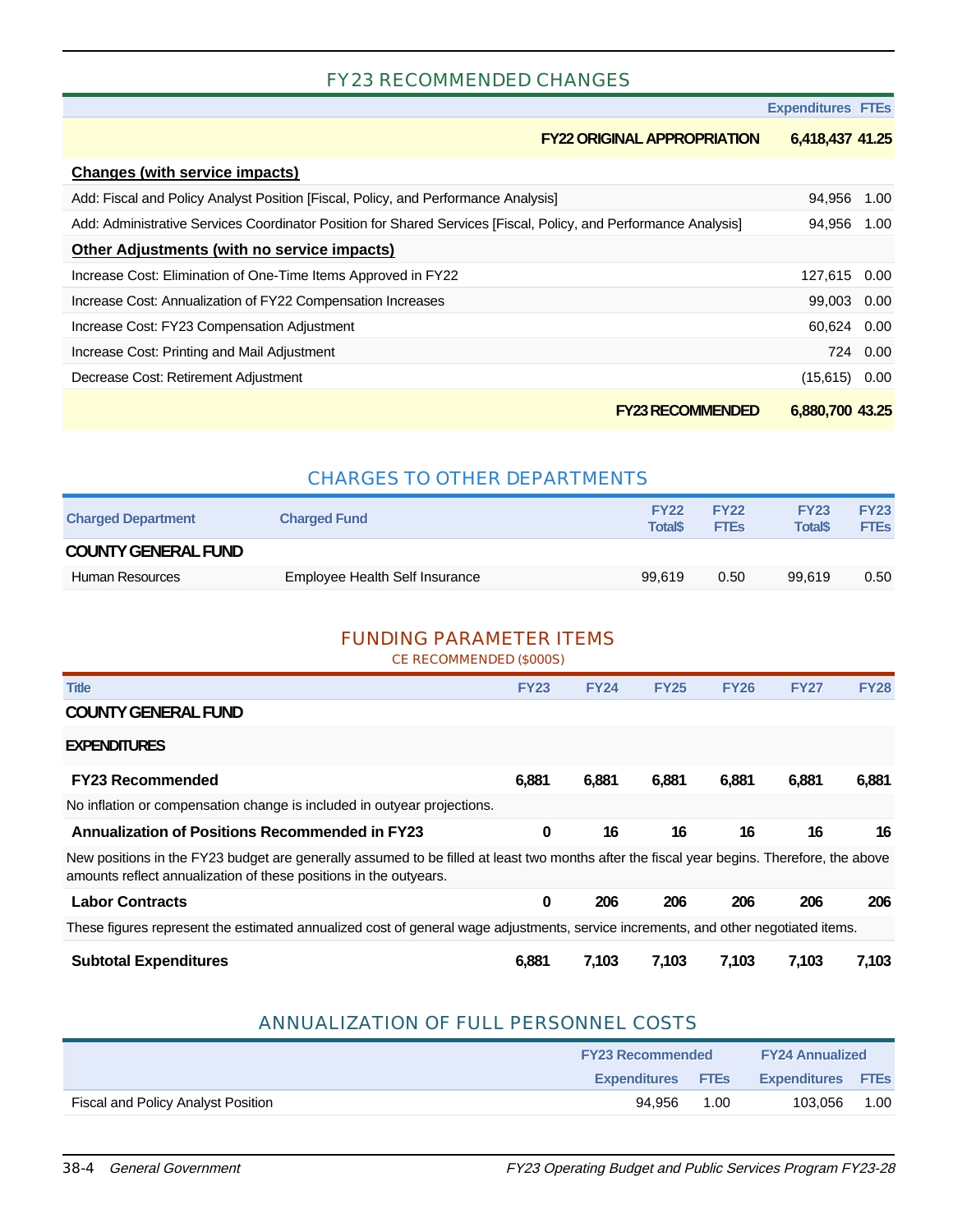## FY23 RECOMMENDED CHANGES

| | Expenditures | FTEs |
|---|---|---|
| **FY22 ORIGINAL APPROPRIATION** | **6,418,437** | **41.25** |
| **Changes (with service impacts)** | | |
| Add: Fiscal and Policy Analyst Position [Fiscal, Policy, and Performance Analysis] | 94,956 | 1.00 |
| Add: Administrative Services Coordinator Position for Shared Services [Fiscal, Policy, and Performance Analysis] | 94,956 | 1.00 |
| **Other Adjustments (with no service impacts)** | | |
| Increase Cost: Elimination of One-Time Items Approved in FY22 | 127,615 | 0.00 |
| Increase Cost: Annualization of FY22 Compensation Increases | 99,003 | 0.00 |
| Increase Cost: FY23 Compensation Adjustment | 60,624 | 0.00 |
| Increase Cost: Printing and Mail Adjustment | 724 | 0.00 |
| Decrease Cost: Retirement Adjustment | (15,615) | 0.00 |
| **FY23 RECOMMENDED** | **6,880,700** | **43.25** |

## CHARGES TO OTHER DEPARTMENTS

| Charged Department | Charged Fund | FY22 Total$ | FY22 FTEs | FY23 Total$ | FY23 FTEs |
|---|---|---|---|---|---|
| **COUNTY GENERAL FUND** | | | | | |
| Human Resources | Employee Health Self Insurance | 99,619 | 0.50 | 99,619 | 0.50 |

## FUNDING PARAMETER ITEMS

CE RECOMMENDED ($000S)

| Title | FY23 | FY24 | FY25 | FY26 | FY27 | FY28 |
|---|---|---|---|---|---|---|
| **COUNTY GENERAL FUND** | | | | | | |
| **EXPENDITURES** | | | | | | |
| **FY23 Recommended** | **6,881** | **6,881** | **6,881** | **6,881** | **6,881** | **6,881** |
| No inflation or compensation change is included in outyear projections. | | | | | | |
| **Annualization of Positions Recommended in FY23** | **0** | **16** | **16** | **16** | **16** | **16** |
| New positions in the FY23 budget are generally assumed to be filled at least two months after the fiscal year begins. Therefore, the above amounts reflect annualization of these positions in the outyears. | | | | | | |
| **Labor Contracts** | **0** | **206** | **206** | **206** | **206** | **206** |
| These figures represent the estimated annualized cost of general wage adjustments, service increments, and other negotiated items. | | | | | | |
| **Subtotal Expenditures** | **6,881** | **7,103** | **7,103** | **7,103** | **7,103** | **7,103** |

## ANNUALIZATION OF FULL PERSONNEL COSTS

| | FY23 Recommended | | FY24 Annualized | |
|---|---|---|---|---|
| | Expenditures | FTEs | Expenditures | FTEs |
| Fiscal and Policy Analyst Position | 94,956 | 1.00 | 103,056 | 1.00 |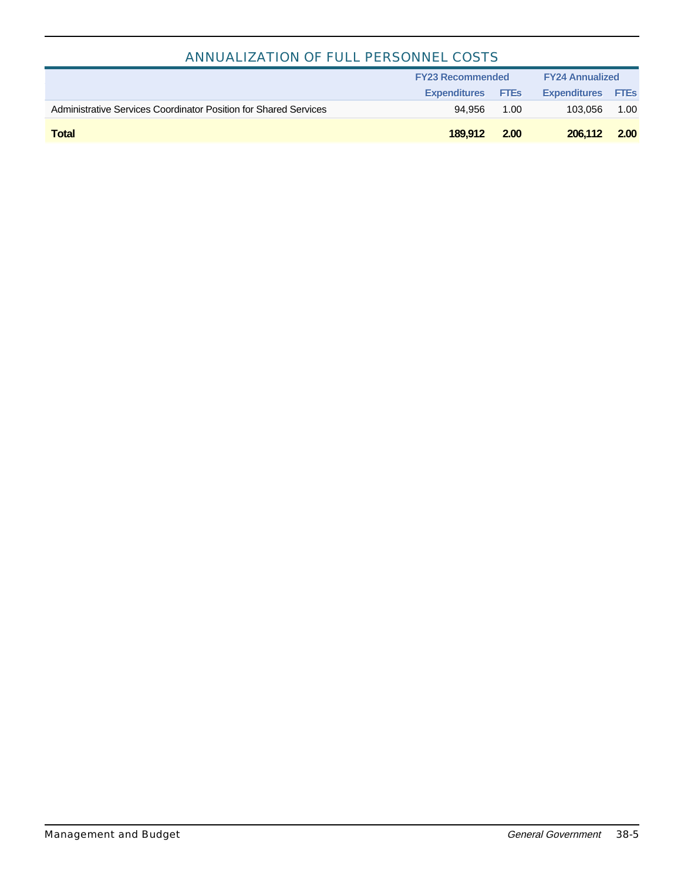## ANNUALIZATION OF FULL PERSONNEL COSTS

| | FY23 Recommended | | FY24 Annualized | |
|---|---|---|---|---|
| | Expenditures | FTEs | Expenditures | FTEs |
| Administrative Services Coordinator Position for Shared Services | 94,956 | 1.00 | 103,056 | 1.00 |
| **Total** | **189,912** | **2.00** | **206,112** | **2.00** |